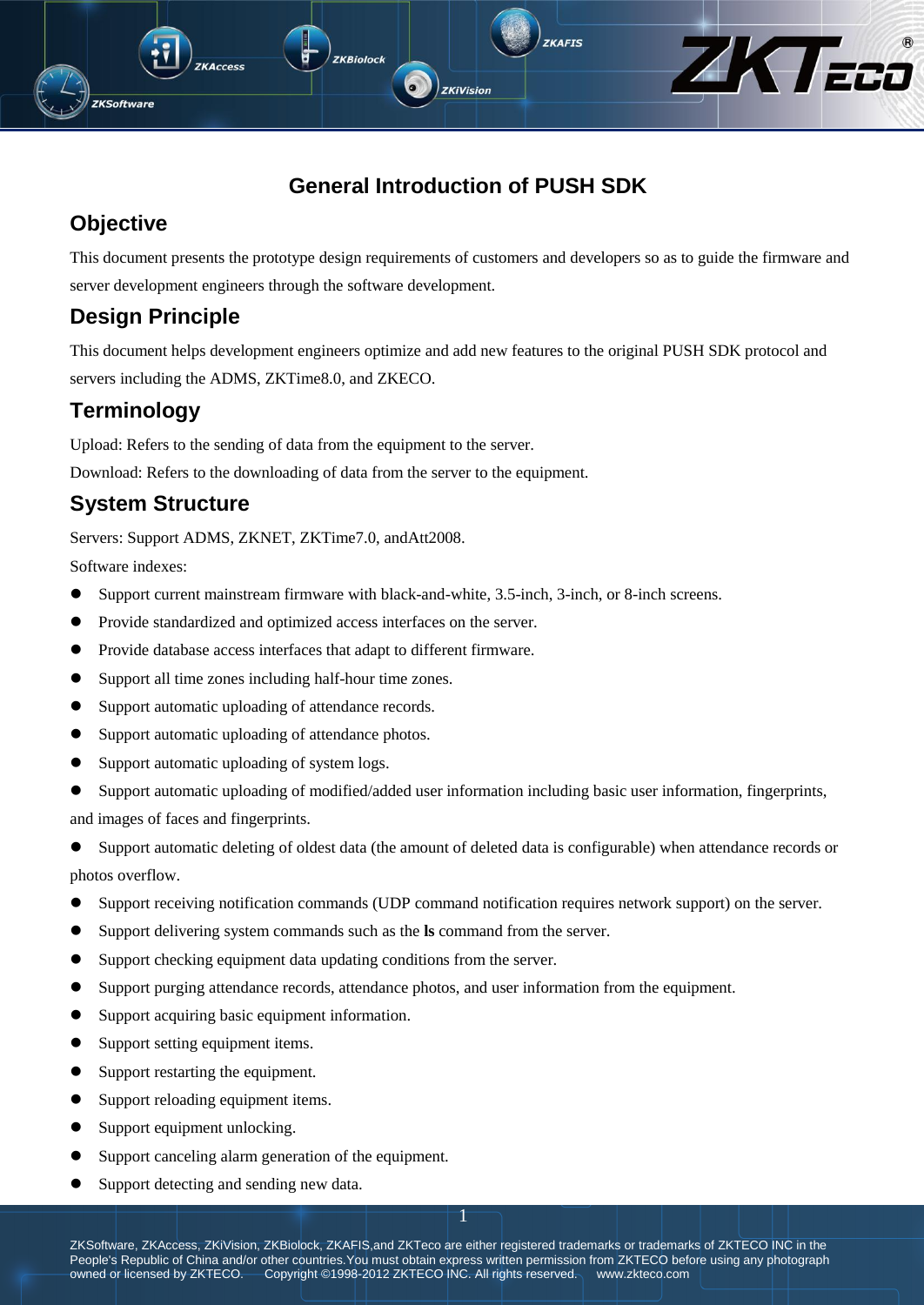# General Introduction of PUSH SDK

## Objective

This document presents the prototype design requirements of customers and developers so as to guide the firmware and server development engineers through the software development.

## Design Principle

This document helps development engineers optimize and add new features to the original PUSH SDK protocol and servers including the ADMS, ZKTime8.0, and ZKECO.

## Terminology

Upload: Refers to the sending of data from the equipment to the server.

Download: Refers to the downloading of data from the server to the equipment.

## System Structure

Servers: Support ADMS, ZKNET, ZKTime7.0, andAtt2008.

Software indexes:

- Support current mainstream firmware with black-and-white, 3.5-inch, 3-inch, or 8-inch screens.
- Provide standardized and optimized access interfaces on the server.
- Provide database access interfaces that adapt to different firmware.
- Support all time zones including half-hour time zones.
- Support automatic uploading of attendance records.
- Support automatic uploading of attendance photos.
- Support automatic uploading of system logs.
- Support automatic uploading of modified/added user information including basic user information, fingerprints, and images of faces and fingerprints.
- Support automatic deleting of oldest data (the amount of deleted data is configurable) when attendance records or photos overflow.
- Support receiving notification commands (UDP command notification requires network support) on the server.
- Support delivering system commands such as the **ls** command from the server.
- Support checking equipment data updating conditions from the server.
- Support purging attendance records, attendance photos, and user information from the equipment.
- Support acquiring basic equipment information.
- Support setting equipment items.
- Support restarting the equipment.
- Support reloading equipment items.
- Support equipment unlocking.
- Support canceling alarm generation of the equipment.
- Support detecting and sending new data.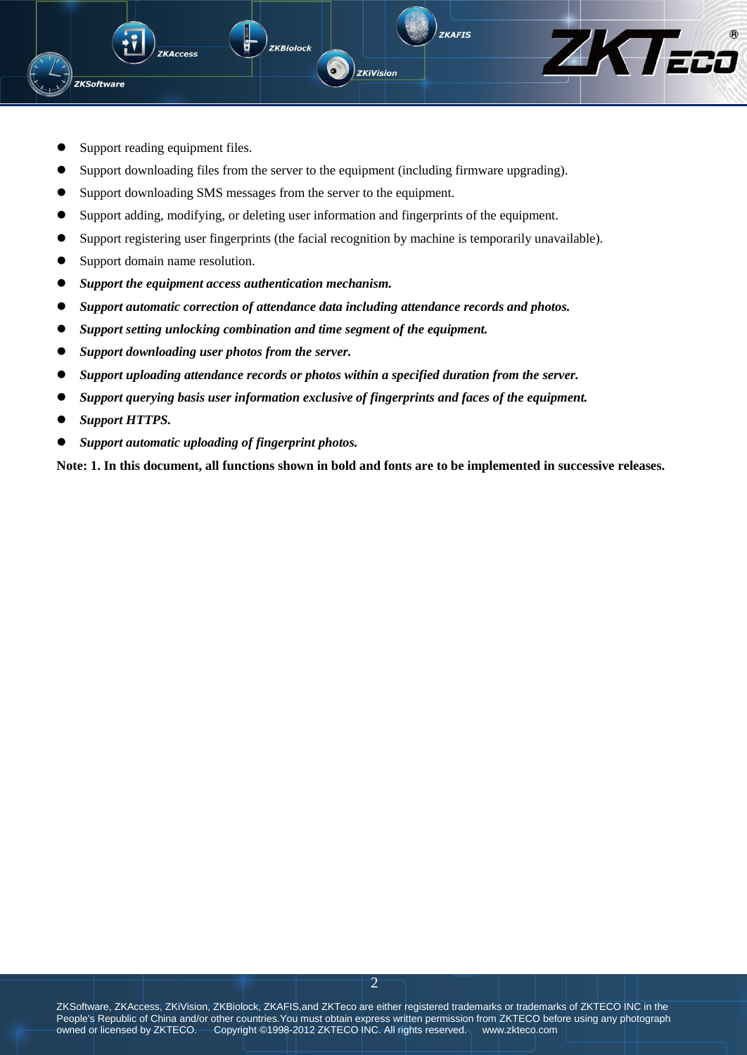- Support reading equipment files.
- Support downloading files from the server to the equipment (including firmware upgrading).
- Support downloading SMS messages from the server to the equipment.
- Support adding, modifying, or deleting user information and fingerprints of the equipment.
- Support registering user fingerprints (the facial recognition by machine is temporarily unavailable).
- Support domain name resolution.
- ***Support the equipment access authentication mechanism.***
- ***Support automatic correction of attendance data including attendance records and photos.***
- ***Support setting unlocking combination and time segment of the equipment.***
- ***Support downloading user photos from the server.***
- ***Support uploading attendance records or photos within a specified duration from the server.***
- ***Support querying basis user information exclusive of fingerprints and faces of the equipment.***
- ***Support HTTPS.***
- ***Support automatic uploading of fingerprint photos.***

**Note: 1. In this document, all functions shown in bold and fonts are to be implemented in successive releases.**